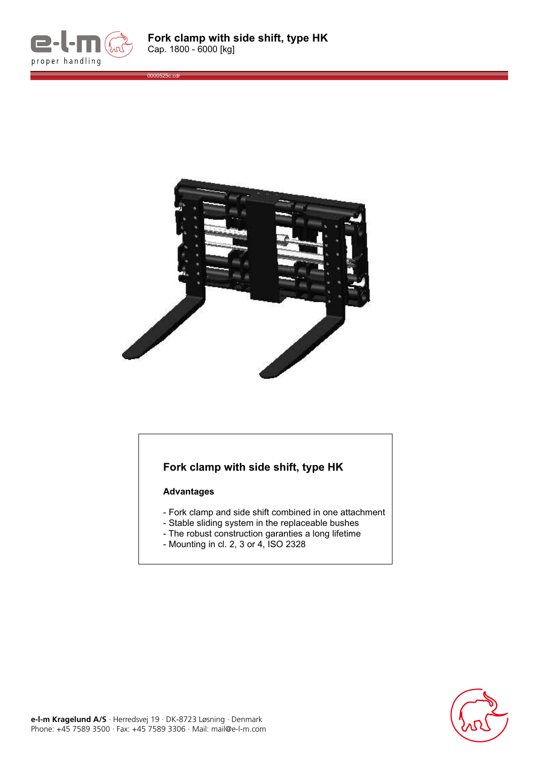# Fork clamp with side shift, type HK

Cap. 1800 - 6000 [kg]

0000525c.cdr

## Fork clamp with side shift, type HK

### Advantages

- Fork clamp and side shift combined in one attachment
- Stable sliding system in the replaceable bushes
- The robust construction garanties a long lifetime
- Mounting in cl. 2, 3 or 4, ISO 2328

**e-l-m Kragelund A/S** · Herredsvej 19 · DK-8723 Løsning · Denmark
Phone: +45 7589 3500 · Fax: +45 7589 3306 · Mail: mail@e-l-m.com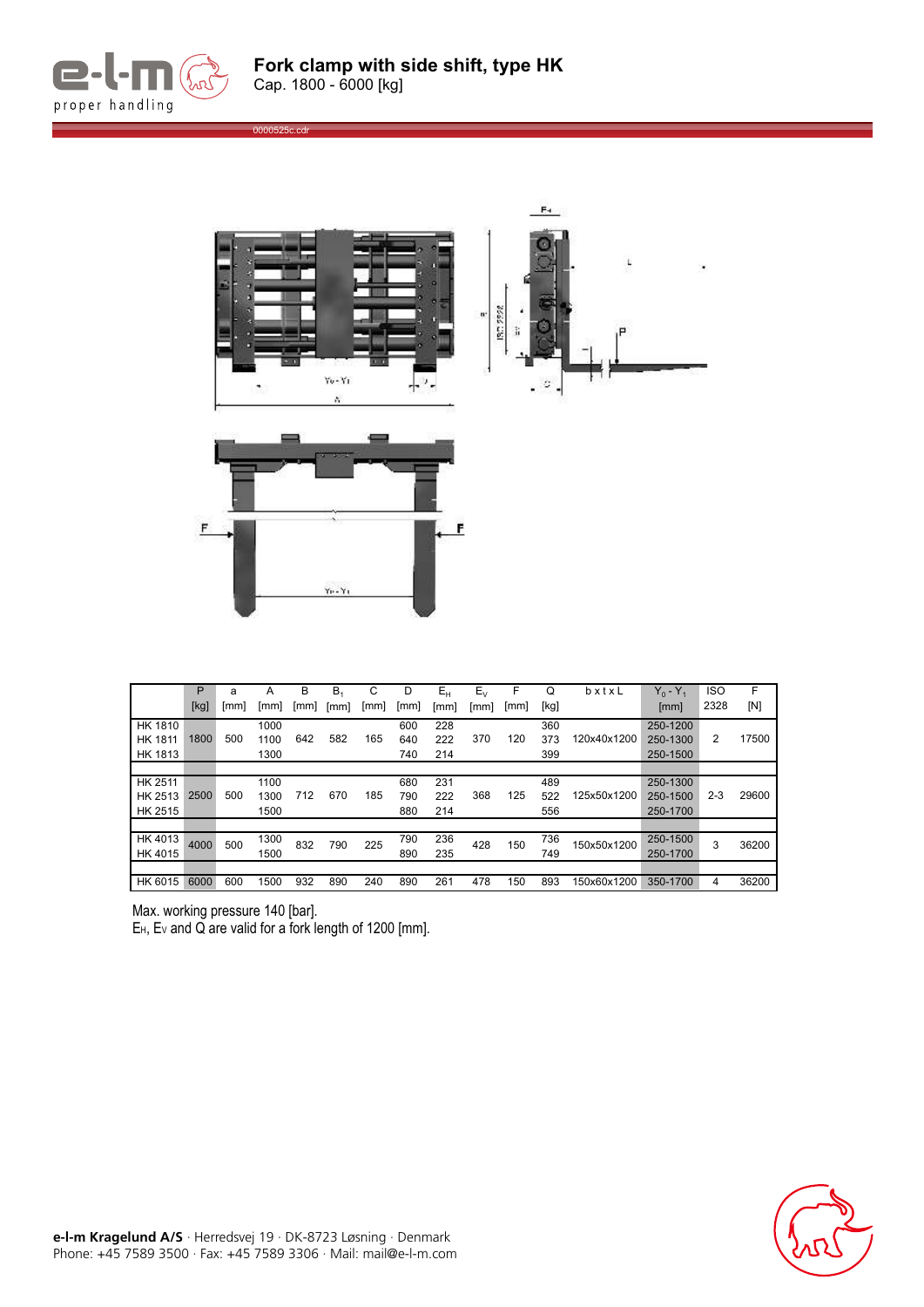# Fork clamp with side shift, type HK

Cap. 1800 - 6000 [kg]

0000525c.cdr

| | P [kg] | a [mm] | A [mm] | B [mm] | $B_1$ [mm] | C [mm] | D [mm] | $E_H$ [mm] | $E_V$ [mm] | F [mm] | Q [kg] | b x t x L | $Y_0$ - $Y_1$ [mm] | ISO 2328 | F [N] |
|---|---|---|---|---|---|---|---|---|---|---|---|---|---|---|---|
| HK 1810 | 1800 | 500 | 1000 | 642 | 582 | 165 | 600 | 228 | 370 | 120 | 360 | 120x40x1200 | 250-1200 | 2 | 17500 |
| HK 1811 | | | 1100 | | | | 640 | 222 | | | 373 | | 250-1300 | | |
| HK 1813 | | | 1300 | | | | 740 | 214 | | | 399 | | 250-1500 | | |
| HK 2511 | 2500 | 500 | 1100 | 712 | 670 | 185 | 680 | 231 | 368 | 125 | 489 | 125x50x1200 | 250-1300 | 2-3 | 29600 |
| HK 2513 | | | 1300 | | | | 790 | 222 | | | 522 | | 250-1500 | | |
| HK 2515 | | | 1500 | | | | 880 | 214 | | | 556 | | 250-1700 | | |
| HK 4013 | 4000 | 500 | 1300 | 832 | 790 | 225 | 790 | 236 | 428 | 150 | 736 | 150x50x1200 | 250-1500 | 3 | 36200 |
| HK 4015 | | | 1500 | | | | 890 | 235 | | | 749 | | 250-1700 | | |
| HK 6015 | 6000 | 600 | 1500 | 932 | 890 | 240 | 890 | 261 | 478 | 150 | 893 | 150x60x1200 | 350-1700 | 4 | 36200 |

Max. working pressure 140 [bar].

$E_H$, $E_V$ and Q are valid for a fork length of 1200 [mm].

**e-l-m Kragelund A/S** · Herredsvej 19 · DK-8723 Løsning · Denmark
Phone: +45 7589 3500 · Fax: +45 7589 3306 · Mail: mail@e-l-m.com